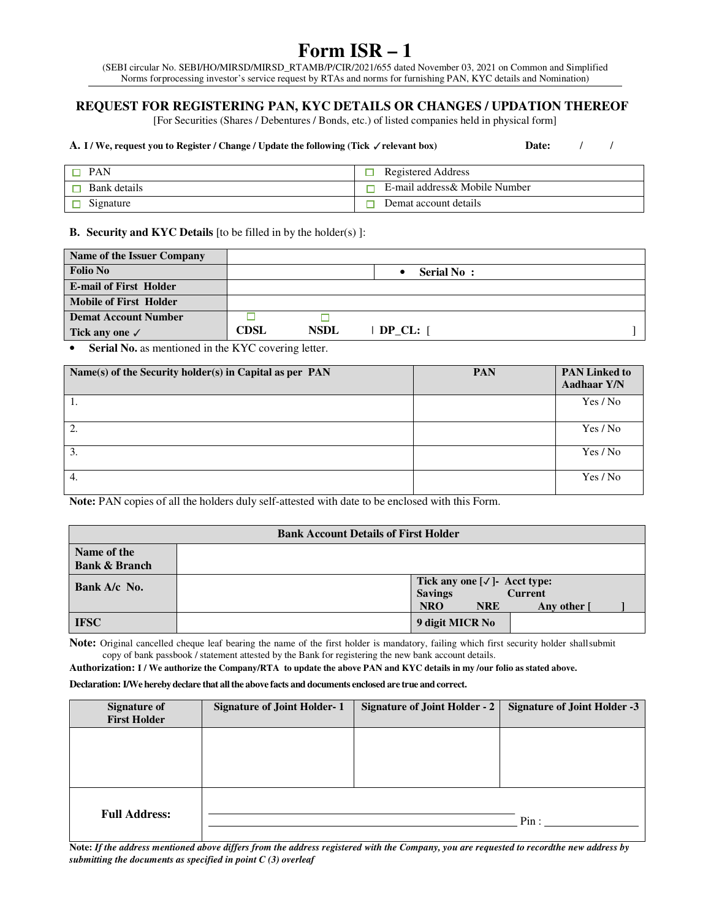# Form ISR – 1

(SEBI circular No. SEBI/HO/MIRSD/MIRSD_RTAMB/P/CIR/2021/655 dated November 03, 2021 on Common and Simplified Norms forprocessing investor's service request by RTAs and norms for furnishing PAN, KYC details and Nomination)

## REQUEST FOR REGISTERING PAN, KYC DETAILS OR CHANGES / UPDATION THEREOF

[For Securities (Shares / Debentures / Bonds, etc.) of listed companies held in physical form]

**A. I / We, request you to Register / Change / Update the following (Tick ✓ relevant box)** **Date:** / /

| | |
|---|---|
| ☐ PAN | ☐ Registered Address |
| ☐ Bank details | ☐ E-mail address& Mobile Number |
| ☐ Signature | ☐ Demat account details |

**B. Security and KYC Details** [to be filled in by the holder(s) ]:

| | | |
|---|---|---|
| **Name of the Issuer Company** | | |
| **Folio No** | | • **Serial No :** |
| **E-mail of First Holder** | | |
| **Mobile of First Holder** | | |
| **Demat Account Number Tick any one ✓** | ☐ **CDSL** ☐ **NSDL** | **DP_CL:** [ ] |

- **Serial No.** as mentioned in the KYC covering letter.

| Name(s) of the Security holder(s) in Capital as per PAN | PAN | PAN Linked to Aadhaar Y/N |
|---|---|---|
| 1. | | Yes / No |
| 2. | | Yes / No |
| 3. | | Yes / No |
| 4. | | Yes / No |

**Note:** PAN copies of all the holders duly self-attested with date to be enclosed with this Form.

| **Bank Account Details of First Holder** | | | |
|---|---|---|---|
| **Name of the Bank & Branch** | | | |
| **Bank A/c No.** | | **Tick any one [✓]- Acct type:** **Savings** **Current** **NRO** **NRE** **Any other [ ]** | |
| **IFSC** | | **9 digit MICR No** | |

**Note:** Original cancelled cheque leaf bearing the name of the first holder is mandatory, failing which first security holder shallsubmit copy of bank passbook / statement attested by the Bank for registering the new bank account details.

**Authorization: I / We authorize the Company/RTA to update the above PAN and KYC details in my /our folio as stated above.**

**Declaration: I/We hereby declare that all the above facts and documents enclosed are true and correct.**

| Signature of First Holder | Signature of Joint Holder- 1 | Signature of Joint Holder - 2 | Signature of Joint Holder -3 |
|---|---|---|---|
| | | | |
| **Full Address:** | Pin : | | |

**Note:** ***If the address mentioned above differs from the address registered with the Company, you are requested to recordthe new address by submitting the documents as specified in point C (3) overleaf***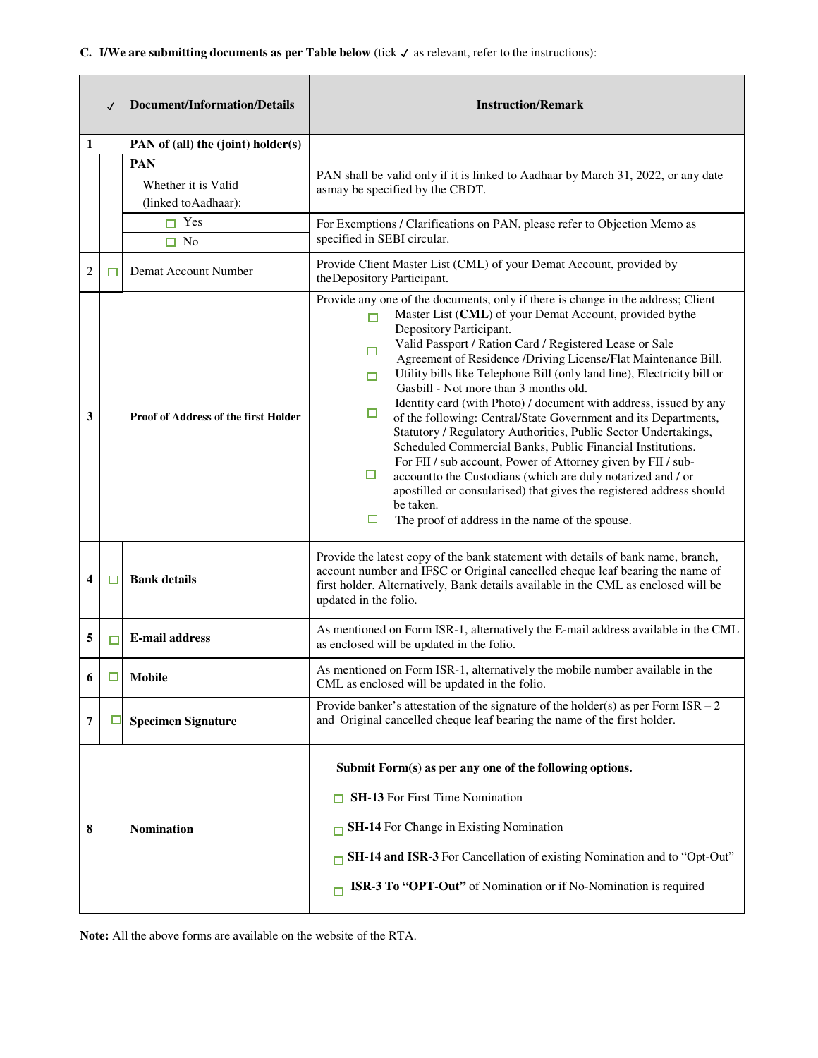**C. I/We are submitting documents as per Table below** (tick ✓ as relevant, refer to the instructions):

| | ✓ | Document/Information/Details | Instruction/Remark |
|---|---|---|---|
| **1** | | **PAN of (all) the (joint) holder(s)** | |
| | | **PAN**<br>Whether it is Valid (linked to Aadhaar): | PAN shall be valid only if it is linked to Aadhaar by March 31, 2022, or any date as may be specified by the CBDT. |
| | | ☐ Yes<br>☐ No | For Exemptions / Clarifications on PAN, please refer to Objection Memo as specified in SEBI circular. |
| 2 | ☐ | Demat Account Number | Provide Client Master List (CML) of your Demat Account, provided by the Depository Participant. |
| **3** | | **Proof of Address of the first Holder** | Provide any one of the documents, only if there is change in the address; Client<br>☐ Master List (**CML**) of your Demat Account, provided by the Depository Participant.<br>☐ Valid Passport / Ration Card / Registered Lease or Sale Agreement of Residence /Driving License/Flat Maintenance Bill.<br>☐ Utility bills like Telephone Bill (only land line), Electricity bill or Gasbill - Not more than 3 months old.<br>☐ Identity card (with Photo) / document with address, issued by any of the following: Central/State Government and its Departments, Statutory / Regulatory Authorities, Public Sector Undertakings, Scheduled Commercial Banks, Public Financial Institutions.<br>☐ For FII / sub account, Power of Attorney given by FII / sub-account to the Custodians (which are duly notarized and / or apostilled or consularised) that gives the registered address should be taken.<br>☐ The proof of address in the name of the spouse. |
| **4** | ☐ | **Bank details** | Provide the latest copy of the bank statement with details of bank name, branch, account number and IFSC or Original cancelled cheque leaf bearing the name of first holder. Alternatively, Bank details available in the CML as enclosed will be updated in the folio. |
| **5** | ☐ | **E-mail address** | As mentioned on Form ISR-1, alternatively the E-mail address available in the CML as enclosed will be updated in the folio. |
| **6** | ☐ | **Mobile** | As mentioned on Form ISR-1, alternatively the mobile number available in the CML as enclosed will be updated in the folio. |
| **7** | ☐ | **Specimen Signature** | Provide banker's attestation of the signature of the holder(s) as per Form ISR – 2 and Original cancelled cheque leaf bearing the name of the first holder. |
| **8** | | **Nomination** | **Submit Form(s) as per any one of the following options.**<br>☐ **SH-13** For First Time Nomination<br>☐ **SH-14** For Change in Existing Nomination<br>☐ **SH-14 and ISR-3** For Cancellation of existing Nomination and to "Opt-Out"<br>☐ **ISR-3 To "OPT-Out"** of Nomination or if No-Nomination is required |

**Note:** All the above forms are available on the website of the RTA.